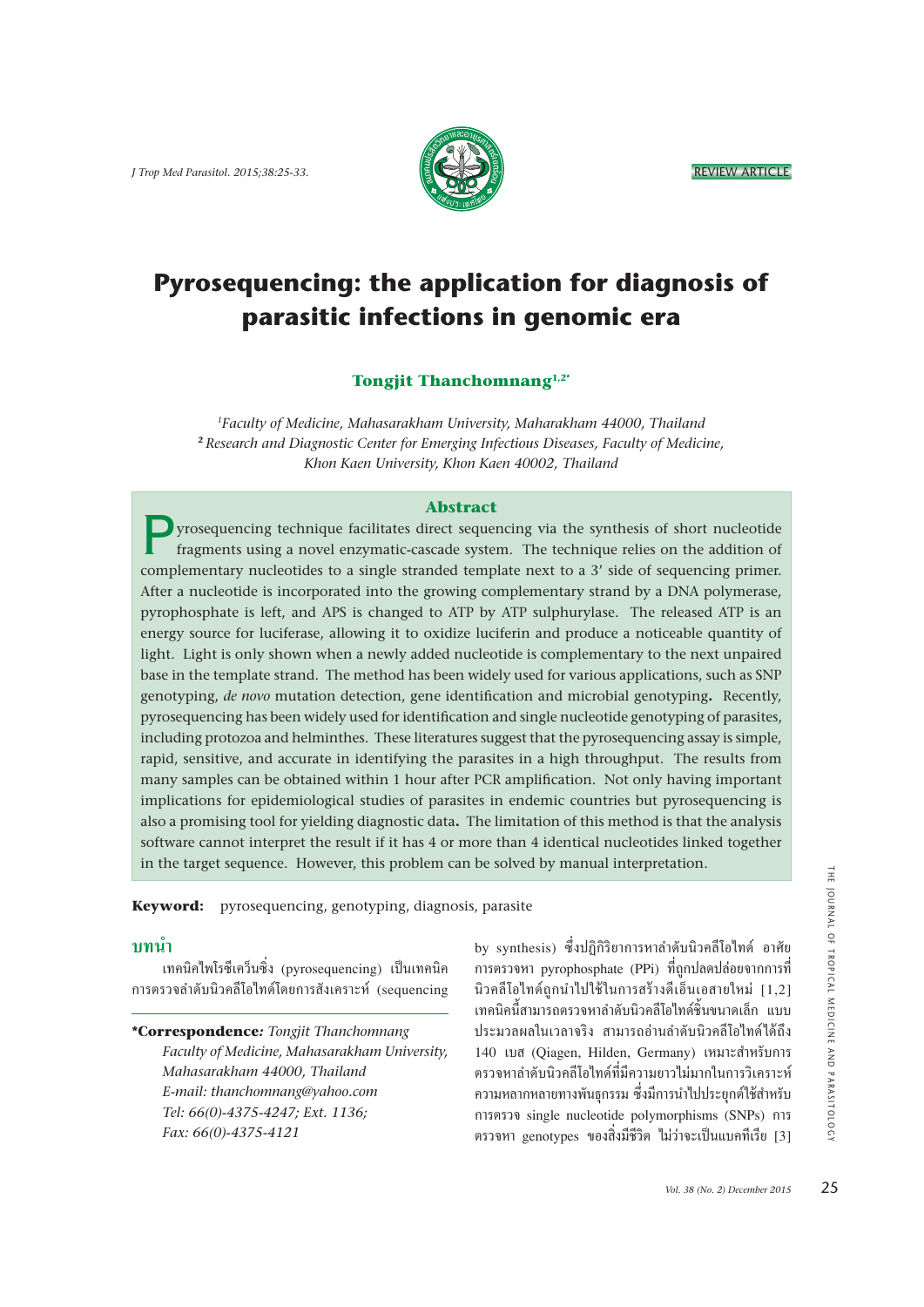# Pyrosequencing: the application for diagnosis of parasitic infections in genomic era

**Tongjit Thanchomnang**[1,2*]

[1] *Faculty of Medicine, Mahasarakham University, Maharakham 44000, Thailand*
[2] *Research and Diagnostic Center for Emerging Infectious Diseases, Faculty of Medicine, Khon Kaen University, Khon Kaen 40002, Thailand*

## Abstract

Pyrosequencing technique facilitates direct sequencing via the synthesis of short nucleotide fragments using a novel enzymatic-cascade system. The technique relies on the addition of complementary nucleotides to a single stranded template next to a 3' side of sequencing primer. After a nucleotide is incorporated into the growing complementary strand by a DNA polymerase, pyrophosphate is left, and APS is changed to ATP by ATP sulphurylase. The released ATP is an energy source for luciferase, allowing it to oxidize luciferin and produce a noticeable quantity of light. Light is only shown when a newly added nucleotide is complementary to the next unpaired base in the template strand. The method has been widely used for various applications, such as SNP genotyping, *de novo* mutation detection, gene identification and microbial genotyping**.** Recently, pyrosequencing has been widely used for identification and single nucleotide genotyping of parasites, including protozoa and helminthes. These literatures suggest that the pyrosequencing assay is simple, rapid, sensitive, and accurate in identifying the parasites in a high throughput. The results from many samples can be obtained within 1 hour after PCR amplification. Not only having important implications for epidemiological studies of parasites in endemic countries but pyrosequencing is also a promising tool for yielding diagnostic data**.** The limitation of this method is that the analysis software cannot interpret the result if it has 4 or more than 4 identical nucleotides linked together in the target sequence. However, this problem can be solved by manual interpretation.

**Keyword:** pyrosequencing, genotyping, diagnosis, parasite

## บทนำ

เทคนิคไพโรซีเคว็นซิ่ง (pyrosequencing) เป็นเทคนิคการตรวจลำดับนิวคลีโอไทด์โดยการสังเคราะห์ (sequencing by synthesis) ซึ่งปฏิกิริยาการหาลำดับนิวคลีโอไทด์ อาศัยการตรวจหา pyrophosphate (PPi) ที่ถูกปลดปล่อยจากการที่นิวคลีโอไทด์ถูกนำไปใช้ในการสร้างดีเอ็นเอสายใหม่ [1,2] เทคนิคนี้สามารถตรวจหาลำดับนิวคลีโอไทด์ชิ้นขนาดเล็ก แบบประมวลผลในเวลาจริง สามารถอ่านลำดับนิวคลีโอไทด์ได้ถึง 140 เบส (Qiagen, Hilden, Germany) เหมาะสำหรับการตรวจหาลำดับนิวคลีโอไทด์ที่มีความยาวไม่มากในการวิเคราะห์ความหลากหลายทางพันธุกรรม ซึ่งมีการนำไปประยุกต์ใช้สำหรับการตรวจ single nucleotide polymorphisms (SNPs) การตรวจหา genotypes ของสิ่งมีชีวิต ไม่ว่าจะเป็นแบคทีเรีย [3]

**\*Correspondence:** *Tongjit Thanchomnang*
*Faculty of Medicine, Mahasarakham University, Mahasarakham 44000, Thailand*
*E-mail: thanchomnang@yahoo.com*
*Tel: 66(0)-4375-4247; Ext. 1136;*
*Fax: 66(0)-4375-4121*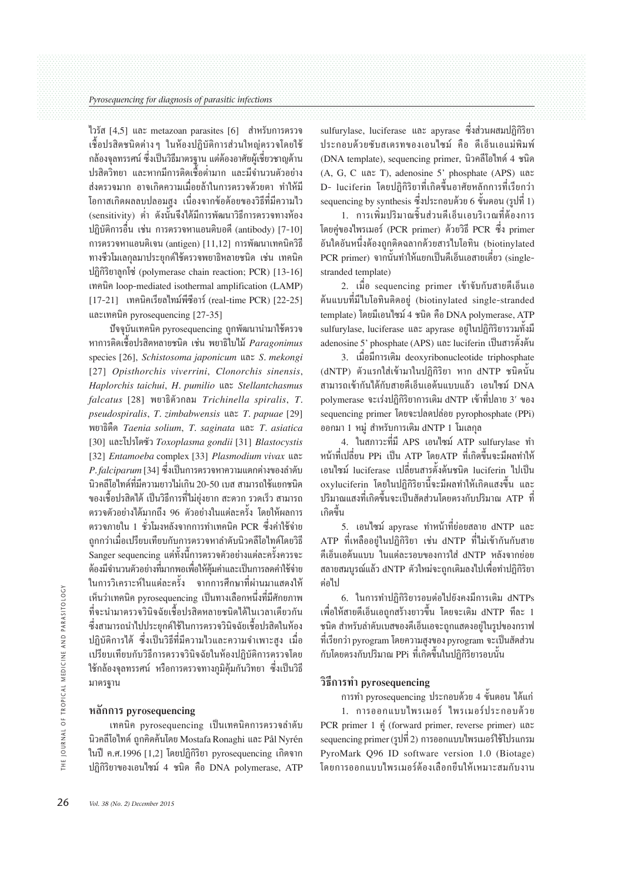ไวรัส [4,5] และ metazoan parasites [6] สำหรับการตรวจเชื้อปรสิตชนิดต่างๆ ในห้องปฏิบัติการส่วนใหญ่ตรวจโดยใช้กล้องจุลทรรศน์ ซึ่งเป็นวิธีมาตรฐาน แต่ต้องอาศัยผู้เชี่ยวชาญด้านปรสิตวิทยา และหากมีการติดเชื้อต่ำมาก และมีจำนวนตัวอย่างส่งตรวจมาก อาจเกิดความเมื่อยล้าในการตรวจด้วยตา ทำให้มีโอกาสเกิดผลลบปลอมสูง เนื่องจากข้อด้อยของวิธีที่มีความไว (sensitivity) ต่ำ ดังนั้นจึงได้มีการพัฒนาวิธีการตรวจทางห้องปฏิบัติการอื่น เช่น การตรวจหาแอนติบอดี (antibody) [7-10] การตรวจหาแอนติเจน (antigen) [11,12] การพัฒนาเทคนิควิธีทางชีวโมเลกุลมาประยุกต์ใช้ตรวจพยาธิหลายชนิด เช่น เทคนิคปฏิกิริยาลูกโซ่ (polymerase chain reaction; PCR) [13-16] เทคนิค loop-mediated isothermal amplification (LAMP) [17-21] เทคนิคเรียลไทม์พีซีอาร์ (real-time PCR) [22-25] และเทคนิค pyrosequencing [27-35]

ปัจจุบันเทคนิค pyrosequencing ถูกพัฒนานำมาใช้ตรวจหาการติดเชื้อปรสิตหลายชนิด เช่น พยาธิใบไม้ *Paragonimus* species [26], *Schistosoma japonicum* และ *S. mekongi* [27] *Opisthorchis viverrini*, *Clonorchis sinensis*, *Haplorchis taichui*, *H. pumilio* และ *Stellantchasmus falcatus* [28] พยาธิตัวกลม *Trichinella spiralis*, *T. pseudospiralis*, *T. zimbabwensis* และ *T. papuae* [29] พยาธิตืด *Taenia solium*, *T. saginata* และ *T. asiatica* [30] และโปรโตซัว *Toxoplasma gondii* [31] *Blastocystis* [32] *Entamoeba* complex [33] *Plasmodium vivax* และ *P. falciparum* [34] ซึ่งเป็นการตรวจหาความแตกต่างของลำดับนิวคลีโอไทด์ที่มีความยาวไม่เกิน 20-50 เบส สามารถใช้แยกชนิดของเชื้อปรสิตได้ เป็นวิธีการที่ไม่ยุ่งยาก สะดวก รวดเร็ว สามารถตรวจตัวอย่างได้มากถึง 96 ตัวอย่างในแต่ละครั้ง โดยให้ผลการตรวจภายใน 1 ชั่วโมงหลังจากการทำเทคนิค PCR ซึ่งค่าใช้จ่ายถูกกว่าเมื่อเปรียบเทียบกับการตรวจหาลำดับนิวคลีโอไทด์โดยวิธี Sanger sequencing แต่ทั้งนี้การตรวจตัวอย่างแต่ละครั้งควรจะต้องมีจำนวนตัวอย่างที่มากพอเพื่อให้คุ้มค่าและเป็นการลดค่าใช้จ่ายในการวิเคราะห์ในแต่ละครั้ง จากการศึกษาที่ผ่านมาแสดงให้เห็นว่าเทคนิค pyrosequencing เป็นทางเลือกหนึ่งที่มีศักยภาพที่จะนำมาตรวจวินิจฉัยเชื้อปรสิตหลายชนิดได้ในเวลาเดียวกัน ซึ่งสามารถนำไปประยุกต์ใช้ในการตรวจวินิจฉัยเชื้อปรสิตในห้องปฏิบัติการได้ ซึ่งเป็นวิธีที่มีความไวและความจำเพาะสูง เมื่อเปรียบเทียบกับวิธีการตรวจวินิจฉัยในห้องปฏิบัติการตรวจโดยใช้กล้องจุลทรรศน์ หรือการตรวจทางภูมิคุ้มกันวิทยา ซึ่งเป็นวิธีมาตรฐาน

## หลักการ pyrosequencing

เทคนิค pyrosequencing เป็นเทคนิคการตรวจลำดับนิวคลีโอไทด์ ถูกคิดค้นโดย Mostafa Ronaghi และ Pål Nyrén ในปี ค.ศ.1996 [1,2] โดยปฏิกิริยา pyrosequencing เกิดจากปฏิกิริยาของเอนไซม์ 4 ชนิด คือ DNA polymerase, ATP sulfurylase, luciferase และ apyrase ซึ่งส่วนผสมปฏิกิริยาประกอบด้วยซับสเตรทของเอนไซม์ คือ ดีเอ็นเอแม่พิมพ์ (DNA template), sequencing primer, นิวคลีโอไทด์ 4 ชนิด (A, G, C และ T), adenosine 5' phosphate (APS) และ D- luciferin โดยปฏิกิริยาที่เกิดขึ้นอาศัยหลักการที่เรียกว่า sequencing by synthesis ซึ่งประกอบด้วย 6 ขั้นตอน (รูปที่ 1)

1. การเพิ่มปริมาณชิ้นส่วนดีเอ็นเอบริเวณที่ต้องการโดยคู่ของไพรเมอร์ (PCR primer) ด้วยวิธี PCR ซึ่ง primer อันใดอันหนึ่งต้องถูกติดฉลากด้วยสารไบโอทิน (biotinylated PCR primer) จากนั้นทำให้แยกเป็นดีเอ็นเอสายเดี่ยว (single-stranded template)

2. เมื่อ sequencing primer เข้าจับกับสายดีเอ็นเอต้นแบบที่มีไบโอทินติดอยู่ (biotinylated single-stranded template) โดยมีเอนไซม์ 4 ชนิด คือ DNA polymerase, ATP sulfurylase, luciferase และ apyrase อยู่ในปฏิกิริยารวมทั้งมี adenosine 5' phosphate (APS) และ luciferin เป็นสารตั้งต้น

3. เมื่อมีการเติม deoxyribonucleotide triphosphate (dNTP) ตัวแรกใส่เข้ามาในปฏิกิริยา หาก dNTP ชนิดนั้นสามารถเข้ากันได้กับสายดีเอ็นเอต้นแบบแล้ว เอนไซม์ DNA polymerase จะเร่งปฏิกิริยาการเติม dNTP เข้าที่ปลาย 3′ ของ sequencing primer โดยจะปลดปล่อย pyrophosphate (PPi) ออกมา 1 หมู่ สำหรับการเติม dNTP 1 โมเลกุล

4. ในสภาวะที่มี APS เอนไซม์ ATP sulfurylase ทำหน้าที่เปลี่ยน PPi เป็น ATP โดยATP ที่เกิดขึ้นจะมีผลทำให้เอนไซม์ luciferase เปลี่ยนสารตั้งต้นชนิด luciferin ไปเป็น oxyluciferin โดยในปฏิกิริยานี้จะมีผลทำให้เกิดแสงขึ้น และปริมาณแสงที่เกิดขึ้นจะเป็นสัดส่วนโดยตรงกับปริมาณ ATP ที่เกิดขึ้น

5. เอนไซม์ apyrase ทำหน้าที่ย่อยสลาย dNTP และ ATP ที่เหลืออยู่ในปฏิกิริยา เช่น dNTP ที่ไม่เข้ากันกับสายดีเอ็นเอต้นแบบ ในแต่ละรอบของการใส่ dNTP หลังจากย่อยสลายสมบูรณ์แล้ว dNTP ตัวใหม่จะถูกเติมลงไปเพื่อทำปฏิกิริยาต่อไป

6. ในการทำปฏิกิริยารอบต่อไปยังคงมีการเติม dNTPs เพื่อให้สายดีเอ็นเอถูกสร้างยาวขึ้น โดยจะเติม dNTP ทีละ 1 ชนิด สำหรับลำดับเบสของดีเอ็นเอจะถูกแสดงอยู่ในรูปของกราฟที่เรียกว่า pyrogram โดยความสูงของ pyrogram จะเป็นสัดส่วนกับโดยตรงกับปริมาณ PPi ที่เกิดขึ้นในปฏิกิริยารอบนั้น

## วิธีการทำ pyrosequencing

การทำ pyrosequencing ประกอบด้วย 4 ขั้นตอน ได้แก่

1. การออกแบบไพรเมอร์ ไพรเมอร์ประกอบด้วย PCR primer 1 คู่ (forward primer, reverse primer) และ sequencing primer (รูปที่ 2) การออกแบบไพรเมอร์ใช้โปรแกรม PyroMark Q96 ID software version 1.0 (Biotage) โดยการออกแบบไพรเมอร์ต้องเลือกยีนให้เหมาะสมกับงาน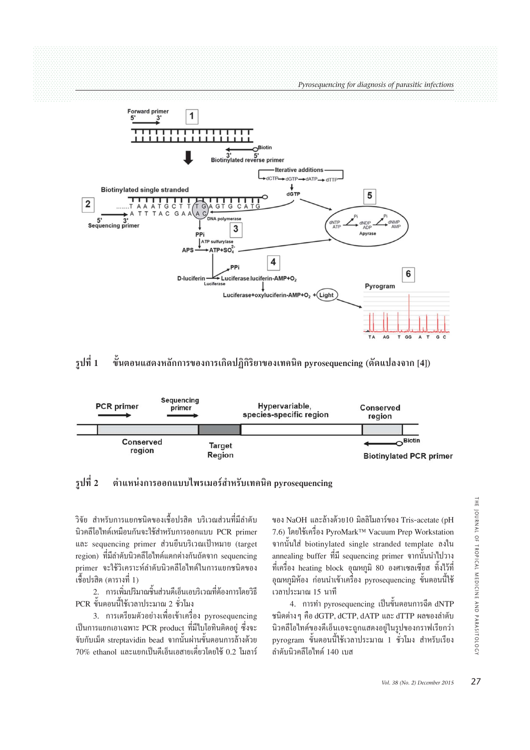รูปที่ 1 ขั้นตอนแสดงหลักการของการเกิดปฏิกิริยาของเทคนิค pyrosequencing (ดัดแปลงจาก [4])

รูปที่ 2 ตำแหน่งการออกแบบไพรเมอร์สำหรับเทคนิค pyrosequencing

วิจัย สำหรับการแยกชนิดของเชื้อปรสิต บริเวณส่วนที่มีลำดับนิวคลีโอไทด์เหมือนกันจะใช้สำหรับการออกแบบ PCR primer และ sequencing primer ส่วนยีนบริเวณเป้าหมาย (target region) ที่มีลำดับนิวคลีโอไทด์แตกต่างกันถัดจาก sequencing primer จะใช้วิเคราะห์ลำดับนิวคลีโอไทด์ในการแยกชนิดของเชื้อปรสิต (ตารางที่ 1)

2. การเพิ่มปริมาณชิ้นส่วนดีเอ็นเอบริเวณที่ต้องการโดยวิธี PCR ขั้นตอนนี้ใช้เวลาประมาณ 2 ชั่วโมง

3. การเตรียมตัวอย่างเพื่อเข้าเครื่อง pyrosequencing เป็นการแยกเอาเฉพาะ PCR product ที่มีไบโอทินติดอยู่ ซึ่งจะจับกับเม็ด streptavidin bead จากนั้นผ่านขั้นตอนการล้างด้วย 70% ethanol และแยกเป็นดีเอ็นเอสายเดี่ยวโดยใช้ 0.2 โมลาร์ของ NaOH และล้างด้วย10 มิลลิโมลาร์ของ Tris-acetate (pH 7.6) โดยใช้เครื่อง PyroMark™ Vacuum Prep Workstation จากนั้นใส่ biotinylated single stranded template ลงใน annealing buffer ที่มี sequencing primer จากนั้นนำไปวางที่เครื่อง heating block อุณหภูมิ 80 องศาเซลเซียส ทิ้งไว้ที่อุณหภูมิห้อง ก่อนนำเข้าเครื่อง pyrosequencing ขั้นตอนนี้ใช้เวลาประมาณ 15 นาที

4. การทำ pyrosequencing เป็นขั้นตอนการฉีด dNTP ชนิดต่างๆ คือ dGTP, dCTP, dATP และ dTTP ผลของลำดับนิวคลีโอไทด์ของดีเอ็นเอจะถูกแสดงอยู่ในรูปของกราฟเรียกว่า pyrogram ขั้นตอนนี้ใช้เวลาประมาณ 1 ชั่วโมง สำหรับเรียงลำดับนิวคลีโอไทด์ 140 เบส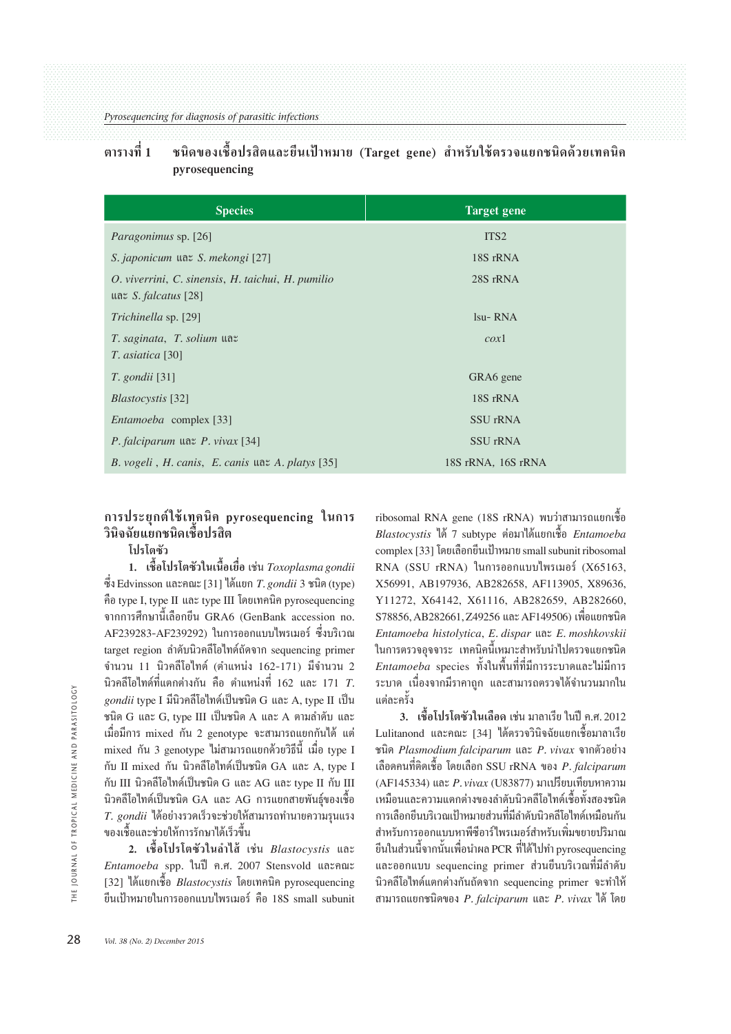ตารางที่ 1 ชนิดของเชื้อปรสิตและยีนเป้าหมาย (Target gene) สำหรับใช้ตรวจแยกชนิดด้วยเทคนิค pyrosequencing

| Species | Target gene |
|---|---|
| *Paragonimus* sp. [26] | ITS2 |
| *S. japonicum* และ *S. mekongi* [27] | 18S rRNA |
| *O. viverrini*, *C. sinensis*, *H. taichui*, *H. pumilio* และ *S. falcatus* [28] | 28S rRNA |
| *Trichinella* sp. [29] | lsu- RNA |
| *T. saginata*, *T. solium* และ *T. asiatica* [30] | *cox*1 |
| *T. gondii* [31] | GRA6 gene |
| *Blastocystis* [32] | 18S rRNA |
| *Entamoeba* complex [33] | SSU rRNA |
| *P. falciparum* และ *P. vivax* [34] | SSU rRNA |
| *B. vogeli* , *H. canis*, *E. canis* และ *A. platys* [35] | 18S rRNA, 16S rRNA |

## การประยุกต์ใช้เทคนิค pyrosequencing ในการวินิจฉัยแยกชนิดเชื้อปรสิต

### โปรโตซัว

**1. เชื้อโปรโตซัวในเนื้อเยื่อ** เช่น *Toxoplasma gondii* ซึ่ง Edvinsson และคณะ [31] ได้แยก *T. gondii* 3 ชนิด (type) คือ type I, type II และ type III โดยเทคนิค pyrosequencing จากการศึกษานี้เลือกยีน GRA6 (GenBank accession no. AF239283-AF239292) ในการออกแบบไพรเมอร์ ซึ่งบริเวณ target region ลำดับนิวคลีโอไทด์ถัดจาก sequencing primer จำนวน 11 นิวคลีโอไทด์ (ตำแหน่ง 162-171) มีจำนวน 2 นิวคลีโอไทด์ที่แตกต่างกัน คือ ตำแหน่งที่ 162 และ 171 *T. gondii* type I มีนิวคลีโอไทด์เป็นชนิด G และ A, type II เป็นชนิด G และ G, type III เป็นชนิด A และ A ตามลำดับ และเมื่อมีการ mixed กัน 2 genotype จะสามารถแยกกันได้ แต่ mixed กัน 3 genotype ไม่สามารถแยกด้วยวิธีนี้ เมื่อ type I กับ II mixed กัน นิวคลีโอไทด์เป็นชนิด GA และ A, type I กับ III นิวคลีโอไทด์เป็นชนิด G และ AG และ type II กับ III นิวคลีโอไทด์เป็นชนิด GA และ AG การแยกสายพันธุ์ของเชื้อ *T. gondii* ได้อย่างรวดเร็วจะช่วยให้สามารถทำนายความรุนแรงของเชื้อและช่วยให้การรักษาได้เร็วขึ้น

**2. เชื้อโปรโตซัวในลำไส้** เช่น *Blastocystis* และ *Entamoeba* spp. ในปี ค.ศ. 2007 Stensvold และคณะ [32] ได้แยกเชื้อ *Blastocystis* โดยเทคนิค pyrosequencing ยีนเป้าหมายในการออกแบบไพรเมอร์ คือ 18S small subunit ribosomal RNA gene (18S rRNA) พบว่าสามารถแยกเชื้อ *Blastocystis* ได้ 7 subtype ต่อมาได้แยกเชื้อ *Entamoeba* complex [33] โดยเลือกยีนเป้าหมาย small subunit ribosomal RNA (SSU rRNA) ในการออกแบบไพรเมอร์ (X65163, X56991, AB197936, AB282658, AF113905, X89636, Y11272, X64142, X61116, AB282659, AB282660, S78856, AB282661, Z49256 และ AF149506) เพื่อแยกชนิด *Entamoeba histolytica*, *E. dispar* และ *E. moshkovskii* ในการตรวจอุจจาระ เทคนิคนี้เหมาะสำหรับนำไปตรวจแยกชนิด *Entamoeba* species ทั้งในพื้นที่ที่มีการระบาดและไม่มีการระบาด เนื่องจากมีราคาถูก และสามารถตรวจได้จำนวนมากในแต่ละครั้ง

**3. เชื้อโปรโตซัวในเลือด** เช่น มาลาเรีย ในปี ค.ศ. 2012 Lulitanond และคณะ [34] ได้ตรวจวินิจฉัยแยกเชื้อมาลาเรียชนิด *Plasmodium falciparum* และ *P. vivax* จากตัวอย่างเลือดคนที่ติดเชื้อ โดยเลือก SSU rRNA ของ *P. falciparum* (AF145334) และ *P. vivax* (U83877) มาเปรียบเทียบหาความเหมือนและความแตกต่างของลำดับนิวคลีโอไทด์เชื้อทั้งสองชนิด การเลือกยีนบริเวณเป้าหมายส่วนที่มีลำดับนิวคลีโอไทด์เหมือนกันสำหรับการออกแบบหาพีซีอาร์ไพรเมอร์สำหรับเพิ่มขยายปริมาณยีนในส่วนนี้จากนั้นเพื่อนำผล PCR ที่ได้ไปทำ pyrosequencing และออกแบบ sequencing primer ส่วนยีนบริเวณที่มีลำดับนิวคลีโอไทด์แตกต่างกันถัดจาก sequencing primer จะทำให้สามารถแยกชนิดของ *P. falciparum* และ *P. vivax* ได้ โดย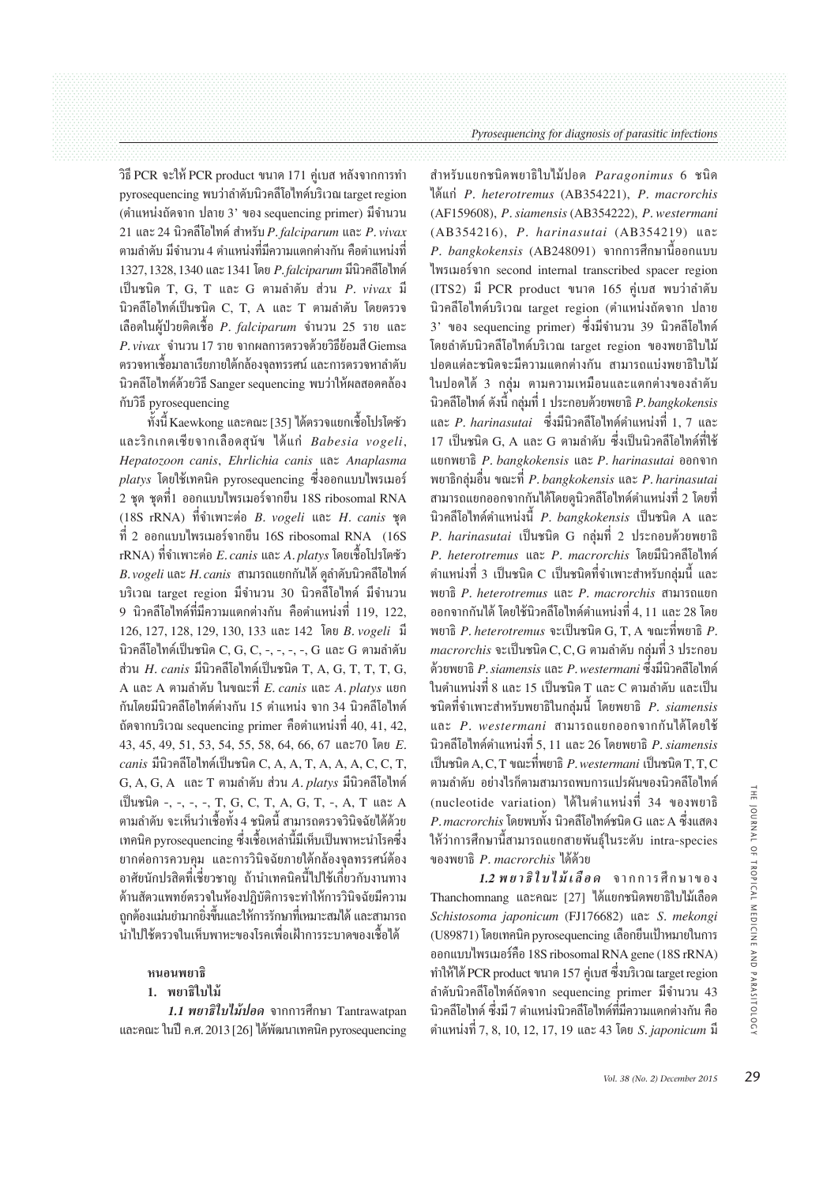วิธี PCR จะให้ PCR product ขนาด 171 คู่เบส หลังจากการทำ pyrosequencing พบว่าลำดับนิวคลีโอไทด์บริเวณ target region (ตำแหน่งถัดจาก ปลาย 3' ของ sequencing primer) มีจำนวน 21 และ 24 นิวคลีโอไทด์ สำหรับ *P. falciparum* และ *P. vivax* ตามลำดับ มีจำนวน 4 ตำแหน่งที่มีความแตกต่างกัน คือตำแหน่งที่ 1327, 1328, 1340 และ 1341 โดย *P. falciparum* มีนิวคลีโอไทด์เป็นชนิด T, G, T และ G ตามลำดับ ส่วน *P. vivax* มีนิวคลีโอไทด์เป็นชนิด C, T, A และ T ตามลำดับ โดยตรวจเลือดในผู้ป่วยติดเชื้อ *P. falciparum* จำนวน 25 ราย และ *P. vivax* จำนวน 17 ราย จากผลการตรวจด้วยวิธีย้อมสี Giemsa ตรวจหาเชื้อมาลาเรียภายใต้กล้องจุลทรรศน์ และการตรวจหาลำดับนิวคลีโอไทด์ด้วยวิธี Sanger sequencing พบว่าให้ผลสอดคล้องกับวิธี pyrosequencing

ทั้งนี้ Kaewkong และคณะ [35] ได้ตรวจแยกเชื้อโปรโตซัวและริกเกตเซียจากเลือดสุนัข ได้แก่ *Babesia vogeli*, *Hepatozoon canis*, *Ehrlichia canis* และ *Anaplasma platys* โดยใช้เทคนิค pyrosequencing ซึ่งออกแบบไพรเมอร์ 2 ชุด ชุดที่1 ออกแบบไพรเมอร์จากยีน 18S ribosomal RNA (18S rRNA) ที่จำเพาะต่อ *B. vogeli* และ *H. canis* ชุดที่ 2 ออกแบบไพรเมอร์จากยีน 16S ribosomal RNA (16S rRNA) ที่จำเพาะต่อ *E. canis* และ *A. platys* โดยเชื้อโปรโตซัว *B. vogeli* และ *H. canis* สามารถแยกกันได้ ดูลำดับนิวคลีโอไทด์บริเวณ target region มีจำนวน 30 นิวคลีโอไทด์ มีจำนวน 9 นิวคลีโอไทด์ที่มีความแตกต่างกัน คือตำแหน่งที่ 119, 122, 126, 127, 128, 129, 130, 133 และ 142 โดย *B. vogeli* มีนิวคลีโอไทด์เป็นชนิด C, G, C, -, -, -, -, G และ G ตามลำดับ ส่วน *H. canis* มีนิวคลีโอไทด์เป็นชนิด T, A, G, T, T, T, G, A และ A ตามลำดับ ในขณะที่ *E. canis* และ *A. platys* แยกกันโดยมีนิวคลีโอไทด์ต่างกัน 15 ตำแหน่ง จาก 34 นิวคลีโอไทด์ถัดจากบริเวณ sequencing primer คือตำแหน่งที่ 40, 41, 42, 43, 45, 49, 51, 53, 54, 55, 58, 64, 66, 67 และ70 โดย *E. canis* มีนิวคลีโอไทด์เป็นชนิด C, A, A, T, A, A, A, C, C, T, G, A, G, A และ T ตามลำดับ ส่วน *A. platys* มีนิวคลีโอไทด์เป็นชนิด -, -, -, -, T, G, C, T, A, G, T, -, A, T และ A ตามลำดับ จะเห็นว่าเชื้อทั้ง 4 ชนิดนี้ สามารถตรวจวินิจฉัยได้ด้วยเทคนิค pyrosequencing ซึ่งเชื้อเหล่านี้มีเห็บเป็นพาหะนำโรคซึ่งยากต่อการควบคุม และการวินิจฉัยภายใต้กล้องจุลทรรศน์ต้องอาศัยนักปรสิตที่เชี่ยวชาญ ถ้านำเทคนิคนี้ไปใช้เกี่ยวกับงานทางด้านสัตวแพทย์ตรวจในห้องปฏิบัติการจะทำให้การวินิจฉัยมีความถูกต้องแม่นยำมากยิ่งขึ้นและให้การรักษาที่เหมาะสมได้ และสามารถนำไปใช้ตรวจในเห็บพาหะของโรคเพื่อเฝ้าการระบาดของเชื้อได้

**หนอนพยาธิ**

**1. พยาธิใบไม้**

***1.1 พยาธิใบไม้ปอด*** จากการศึกษา Tantrawatpan และคณะ ในปี ค.ศ. 2013 [26] ได้พัฒนาเทคนิค pyrosequencing สำหรับแยกชนิดพยาธิใบไม้ปอด *Paragonimus* 6 ชนิด ได้แก่ *P. heterotremus* (AB354221), *P. macrorchis* (AF159608), *P. siamensis* (AB354222), *P. westermani* (AB354216), *P. harinasutai* (AB354219) และ *P. bangkokensis* (AB248091) จากการศึกษานี้ออกแบบไพรเมอร์จาก second internal transcribed spacer region (ITS2) มี PCR product ขนาด 165 คู่เบส พบว่าลำดับนิวคลีโอไทด์บริเวณ target region (ตำแหน่งถัดจาก ปลาย 3' ของ sequencing primer) ซึ่งมีจำนวน 39 นิวคลีโอไทด์ โดยลำดับนิวคลีโอไทด์บริเวณ target region ของพยาธิใบไม้ปอดแต่ละชนิดจะมีความแตกต่างกัน สามารถแบ่งพยาธิใบไม้ในปอดได้ 3 กลุ่ม ตามความเหมือนและแตกต่างของลำดับนิวคลีโอไทด์ ดังนี้ กลุ่มที่ 1 ประกอบด้วยพยาธิ *P. bangkokensis* และ *P. harinasutai* ซึ่งมีนิวคลีโอไทด์ตำแหน่งที่ 1, 7 และ 17 เป็นชนิด G, A และ G ตามลำดับ ซึ่งเป็นนิวคลีโอไทด์ที่ใช้แยกพยาธิ *P. bangkokensis* และ *P. harinasutai* ออกจากพยาธิกลุ่มอื่น ขณะที่ *P. bangkokensis* และ *P. harinasutai* สามารถแยกออกจากกันได้โดยดูนิวคลีโอไทด์ตำแหน่งที่ 2 โดยที่นิวคลีโอไทด์ตำแหน่งนี้ *P. bangkokensis* เป็นชนิด A และ *P. harinasutai* เป็นชนิด G กลุ่มที่ 2 ประกอบด้วยพยาธิ *P. heterotremus* และ *P. macrorchis* โดยมีนิวคลีโอไทด์ตำแหน่งที่ 3 เป็นชนิด C เป็นชนิดที่จำเพาะสำหรับกลุ่มนี้ และพยาธิ *P. heterotremus* และ *P. macrorchis* สามารถแยกออกจากกันได้ โดยใช้นิวคลีโอไทด์ตำแหน่งที่ 4, 11 และ 28 โดยพยาธิ *P. heterotremus* จะเป็นชนิด G, T, A ขณะที่พยาธิ *P. macrorchis* จะเป็นชนิด C, C, G ตามลำดับ กลุ่มที่ 3 ประกอบด้วยพยาธิ *P. siamensis* และ *P. westermani* ซึ่งมีนิวคลีโอไทด์ในตำแหน่งที่ 8 และ 15 เป็นชนิด T และ C ตามลำดับ และเป็นชนิดที่จำเพาะสำหรับพยาธิในกลุ่มนี้ โดยพยาธิ *P. siamensis* และ *P. westermani* สามารถแยกออกจากกันได้โดยใช้นิวคลีโอไทด์ตำแหน่งที่ 5, 11 และ 26 โดยพยาธิ *P. siamensis* เป็นชนิด A, C, T ขณะที่พยาธิ *P. westermani* เป็นชนิด T, T, C ตามลำดับ อย่างไรก็ตามสามารถพบการแปรผันของนิวคลีโอไทด์ (nucleotide variation) ได้ในตำแหน่งที่ 34 ของพยาธิ *P. macrorchis* โดยพบทั้ง นิวคลีโอไทด์ชนิด G และ A ซึ่งแสดงให้ว่าการศึกษานี้สามารถแยกสายพันธุ์ในระดับ intra-species ของพยาธิ *P. macrorchis* ได้ด้วย

***1.2 พยาธิใบไม้เลือด*** จากการศึกษาของ Thanchomnang และคณะ [27] ได้แยกชนิดพยาธิใบไม้เลือด *Schistosoma japonicum* (FJ176682) และ *S. mekongi* (U89871) โดยเทคนิค pyrosequencing เลือกยีนเป้าหมายในการออกแบบไพรเมอร์คือ 18S ribosomal RNA gene (18S rRNA) ทำให้ได้ PCR product ขนาด 157 คู่เบส ซึ่งบริเวณ target region ลำดับนิวคลีโอไทด์ถัดจาก sequencing primer มีจำนวน 43 นิวคลีโอไทด์ ซึ่งมี 7 ตำแหน่งนิวคลีโอไทด์ที่มีความแตกต่างกัน คือตำแหน่งที่ 7, 8, 10, 12, 17, 19 และ 43 โดย *S. japonicum* มี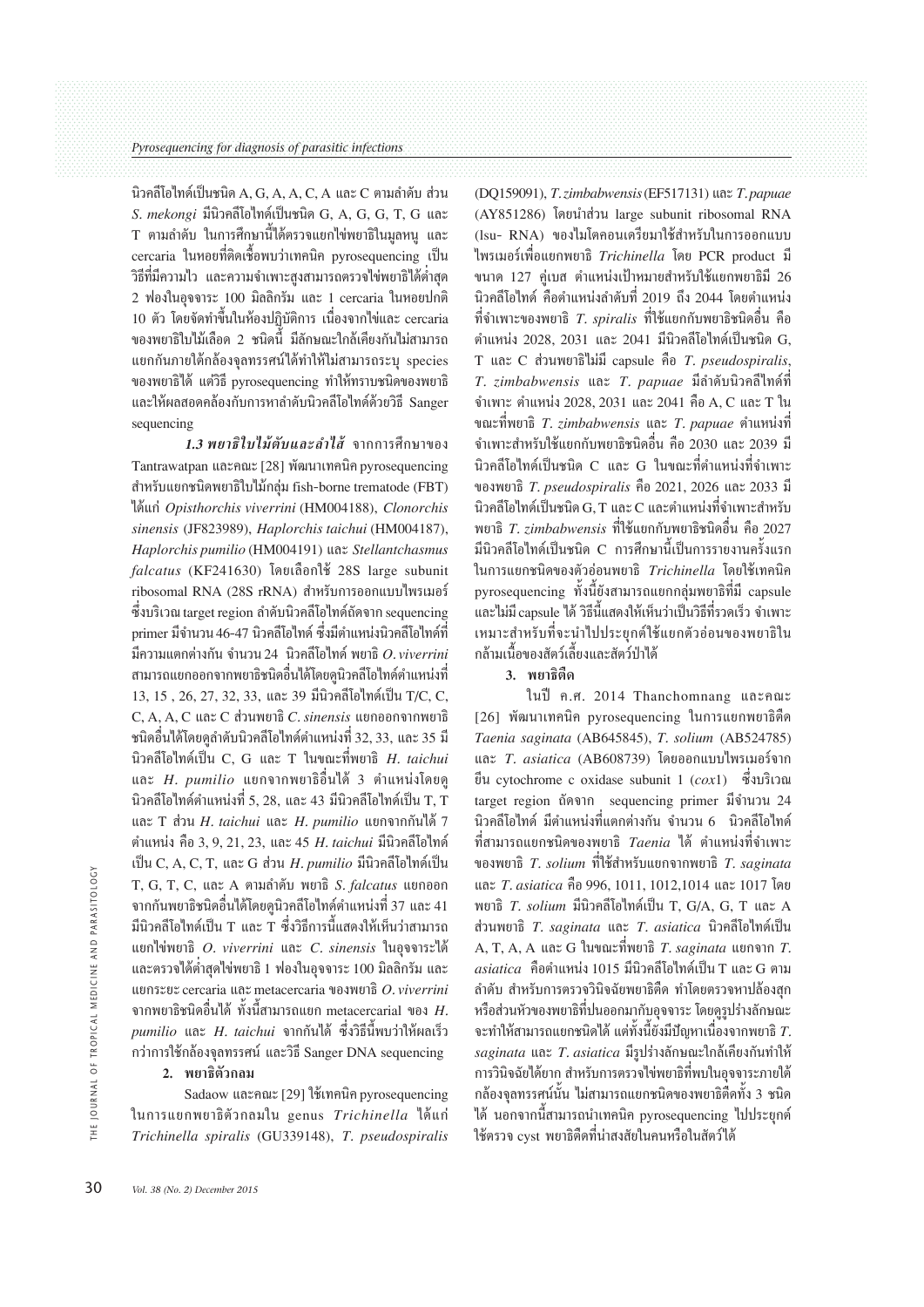นิวคลีโอไทด์เป็นชนิด A, G, A, A, C, A และ C ตามลำดับ ส่วน *S. mekongi* มีนิวคลีโอไทด์เป็นชนิด G, A, G, G, T, G และ T ตามลำดับ ในการศึกษานี้ได้ตรวจแยกไข่พยาธิในมูลหนู และ cercaria ในหอยที่ติดเชื้อพบว่าเทคนิค pyrosequencing เป็นวิธีที่มีความไว และความจำเพาะสูงสามารถตรวจไข่พยาธิได้ต่ำสุด 2 ฟองในอุจจาระ 100 มิลลิกรัม และ 1 cercaria ในหอยปกติ 10 ตัว โดยจัดทำขึ้นในห้องปฏิบัติการ เนื่องจากไข่และ cercaria ของพยาธิใบไม้เลือด 2 ชนิดนี้ มีลักษณะใกล้เคียงกันไม่สามารถแยกกันภายใต้กล้องจุลทรรศน์ได้ทำให้ไม่สามารถระบุ species ของพยาธิได้ แต่วิธี pyrosequencing ทำให้ทราบชนิดของพยาธิ และให้ผลสอดคล้องกับการหาลำดับนิวคลีโอไทด์ด้วยวิธี Sanger sequencing

***1.3 พยาธิใบไม้ตับและลำไส้*** จากการศึกษาของ Tantrawatpan และคณะ [28] พัฒนาเทคนิค pyrosequencing สำหรับแยกชนิดพยาธิใบไม้กลุ่ม fish-borne trematode (FBT) ได้แก่ *Opisthorchis viverrini* (HM004188), *Clonorchis sinensis* (JF823989), *Haplorchis taichui* (HM004187), *Haplorchis pumilio* (HM004191) และ *Stellantchasmus falcatus* (KF241630) โดยเลือกใช้ 28S large subunit ribosomal RNA (28S rRNA) สำหรับการออกแบบไพรเมอร์ ซึ่งบริเวณ target region ลำดับนิวคลีโอไทด์ถัดจาก sequencing primer มีจำนวน 46-47 นิวคลีโอไทด์ ซึ่งมีตำแหน่งนิวคลีโอไทด์ที่มีความแตกต่างกัน จำนวน 24 นิวคลีโอไทด์ พยาธิ *O. viverrini* สามารถแยกออกจากพยาธิชนิดอื่นได้โดยดูนิวคลีโอไทด์ตำแหน่งที่ 13, 15 , 26, 27, 32, 33, และ 39 มีนิวคลีโอไทด์เป็น T/C, C, C, A, A, C และ C ส่วนพยาธิ *C. sinensis* แยกออกจากพยาธิชนิดอื่นได้โดยดูลำดับนิวคลีโอไทด์ตำแหน่งที่ 32, 33, และ 35 มีนิวคลีโอไทด์เป็น C, G และ T ในขณะที่พยาธิ *H. taichui* และ *H. pumilio* แยกจากพยาธิอื่นได้ 3 ตำแหน่งโดยดูนิวคลีโอไทด์ตำแหน่งที่ 5, 28, และ 43 มีนิวคลีโอไทด์เป็น T, T และ T ส่วน *H. taichui* และ *H. pumilio* แยกจากกันได้ 7 ตำแหน่ง คือ 3, 9, 21, 23, และ 45 *H. taichui* มีนิวคลีโอไทด์เป็น C, A, C, T, และ G ส่วน *H. pumilio* มีนิวคลีโอไทด์เป็น T, G, T, C, และ A ตามลำดับ พยาธิ *S. falcatus* แยกออกจากกันพยาธิชนิดอื่นได้โดยดูนิวคลีโอไทด์ตำแหน่งที่ 37 และ 41 มีนิวคลีโอไทด์เป็น T และ T ซึ่งวิธีการนี้แสดงให้เห็นว่าสามารถแยกไข่พยาธิ *O. viverrini* และ *C. sinensis* ในอุจจาระได้ และตรวจได้ต่ำสุดไข่พยาธิ 1 ฟองในอุจจาระ 100 มิลลิกรัม และแยกระยะ cercaria และ metacercaria ของพยาธิ *O. viverrini* จากพยาธิชนิดอื่นได้ ทั้งนี้สามารถแยก metacercarial ของ *H. pumilio* และ *H. taichui* จากกันได้ ซึ่งวิธีนี้พบว่าให้ผลเร็วกว่าการใช้กล้องจุลทรรศน์ และวิธี Sanger DNA sequencing

## 2. พยาธิตัวกลม

Sadaow และคณะ [29] ใช้เทคนิค pyrosequencing ในการแยกพยาธิตัวกลมใน genus *Trichinella* ได้แก่ *Trichinella spiralis* (GU339148), *T. pseudospiralis* (DQ159091), *T. zimbabwensis* (EF517131) และ *T. papuae* (AY851286) โดยนำส่วน large subunit ribosomal RNA (lsu- RNA) ของไมโตคอนเดรียมาใช้สำหรับในการออกแบบไพรเมอร์เพื่อแยกพยาธิ *Trichinella* โดย PCR product มีขนาด 127 คู่เบส ตำแหน่งเป้าหมายสำหรับใช้แยกพยาธิมี 26 นิวคลีโอไทด์ คือตำแหน่งลำดับที่ 2019 ถึง 2044 โดยตำแหน่งที่จำเพาะของพยาธิ *T. spiralis* ที่ใช้แยกกับพยาธิชนิดอื่น คือ ตำแหน่ง 2028, 2031 และ 2041 มีนิวคลีโอไทด์เป็นชนิด G, T และ C ส่วนพยาธิไม่มี capsule คือ *T. pseudospiralis*, *T. zimbabwensis* และ *T. papuae* มีลำดับนิวคลีโอไทด์ที่จำเพาะ ตำแหน่ง 2028, 2031 และ 2041 คือ A, C และ T ในขณะที่พยาธิ *T. zimbabwensis* และ *T. papuae* ตำแหน่งที่จำเพาะสำหรับใช้แยกกับพยาธิชนิดอื่น คือ 2030 และ 2039 มีนิวคลีโอไทด์เป็นชนิด C และ G ในขณะที่ตำแหน่งที่จำเพาะของพยาธิ *T. pseudospiralis* คือ 2021, 2026 และ 2033 มีนิวคลีโอไทด์เป็นชนิด G, T และ C และตำแหน่งที่จำเพาะสำหรับพยาธิ *T. zimbabwensis* ที่ใช้แยกกับพยาธิชนิดอื่น คือ 2027 มีนิวคลีโอไทด์เป็นชนิด C การศึกษานี้เป็นการรายงานครั้งแรกในการแยกชนิดของตัวอ่อนพยาธิ *Trichinella* โดยใช้เทคนิค pyrosequencing ทั้งนี้ยังสามารถแยกกลุ่มพยาธิที่มี capsule และไม่มี capsule ได้ วิธีนี้แสดงให้เห็นว่าเป็นวิธีที่รวดเร็ว จำเพาะ เหมาะสำหรับที่จะนำไปประยุกต์ใช้แยกตัวอ่อนของพยาธิในกล้ามเนื้อของสัตว์เลี้ยงและสัตว์ป่าได้

## 3. พยาธิตืด

ในปี ค.ศ. 2014 Thanchomnang และคณะ [26] พัฒนาเทคนิค pyrosequencing ในการแยกพยาธิตืด *Taenia saginata* (AB645845), *T. solium* (AB524785) และ *T. asiatica* (AB608739) โดยออกแบบไพรเมอร์จากยีน cytochrome c oxidase subunit 1 (*cox*1) ซึ่งบริเวณ target region ถัดจาก sequencing primer มีจำนวน 24 นิวคลีโอไทด์ มีตำแหน่งที่แตกต่างกัน จำนวน 6 นิวคลีโอไทด์ที่สามารถแยกชนิดของพยาธิ *Taenia* ได้ ตำแหน่งที่จำเพาะของพยาธิ *T. solium* ที่ใช้สำหรับแยกจากพยาธิ *T. saginata* และ *T. asiatica* คือ 996, 1011, 1012,1014 และ 1017 โดยพยาธิ *T. solium* มีนิวคลีโอไทด์เป็น T, G/A, G, T และ A ส่วนพยาธิ *T. saginata* และ *T. asiatica* นิวคลีโอไทด์เป็น A, T, A, A และ G ในขณะที่พยาธิ *T. saginata* แยกจาก *T. asiatica* คือตำแหน่ง 1015 มีนิวคลีโอไทด์เป็น T และ G ตามลำดับ สำหรับการตรวจวินิจฉัยพยาธิตืด ทำโดยตรวจหาปล้องสุกหรือส่วนหัวของพยาธิที่ปนออกมากับอุจจาระ โดยดูรูปร่างลักษณะจะทำให้สามารถแยกชนิดได้ แต่ทั้งนี้ยังมีปัญหาเนื่องจากพยาธิ *T. saginata* และ *T. asiatica* มีรูปร่างลักษณะใกล้เคียงกันทำให้การวินิจฉัยได้ยาก สำหรับการตรวจไข่พยาธิที่พบในอุจจาระภายใต้กล้องจุลทรรศน์นั้น ไม่สามารถแยกชนิดของพยาธิตืดทั้ง 3 ชนิดได้ นอกจากนี้สามารถนำเทคนิค pyrosequencing ไปประยุกต์ใช้ตรวจ cyst พยาธิตืดที่น่าสงสัยในคนหรือในสัตว์ได้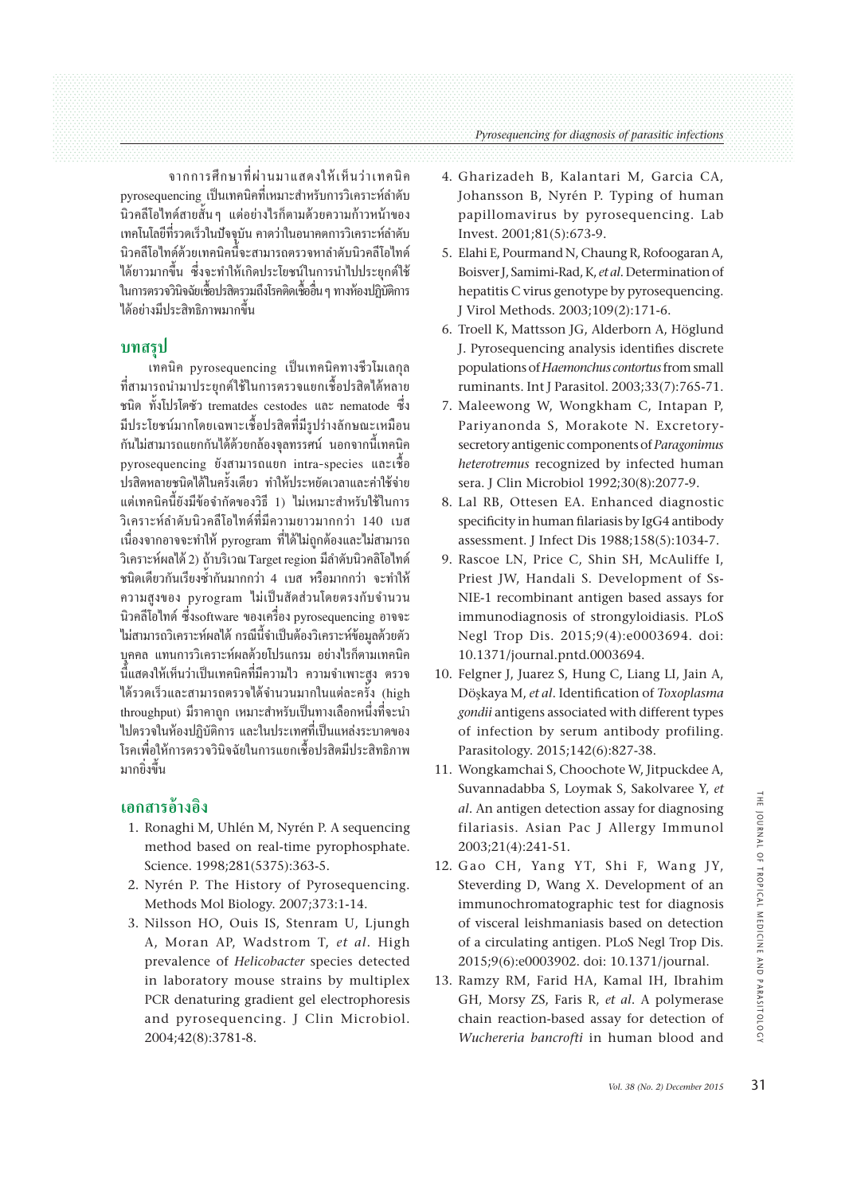จากการศึกษาที่ผ่านมาแสดงให้เห็นว่าเทคนิค pyrosequencing เป็นเทคนิคที่เหมาะสำหรับการวิเคราะห์ลำดับนิวคลีโอไทด์สายสั้นๆ แต่อย่างไรก็ตามด้วยความก้าวหน้าของเทคโนโลยีที่รวดเร็วในปัจจุบัน คาดว่าในอนาคตการวิเคราะห์ลำดับนิวคลีโอไทด์ด้วยเทคนิคนี้จะสามารถตรวจหาลำดับนิวคลีโอไทด์ได้ยาวมากขึ้น ซึ่งจะทำให้เกิดประโยชน์ในการนำไปประยุกต์ใช้ในการตรวจวินิจฉัยเชื้อปรสิตรวมถึงโรคติดเชื้ออื่นๆ ทางห้องปฏิบัติการได้อย่างมีประสิทธิภาพมากขึ้น

## บทสรุป

เทคนิค pyrosequencing เป็นเทคนิคทางชีวโมเลกุลที่สามารถนำมาประยุกต์ใช้ในการตรวจแยกเชื้อปรสิตได้หลายชนิด ทั้งโปรโตซัว trematodes cestodes และ nematode ซึ่งมีประโยชน์มากโดยเฉพาะเชื้อปรสิตที่มีรูปร่างลักษณะเหมือนกันไม่สามารถแยกกันได้ด้วยกล้องจุลทรรศน์ นอกจากนี้เทคนิค pyrosequencing ยังสามารถแยก intra-species และเชื้อปรสิตหลายชนิดได้ในครั้งเดียว ทำให้ประหยัดเวลาและค่าใช้จ่าย แต่เทคนิคนี้ยังมีข้อจำกัดของวิธี 1) ไม่เหมาะสำหรับใช้ในการวิเคราะห์ลำดับนิวคลีโอไทด์ที่มีความยาวมากกว่า 140 เบส เนื่องจากอาจจะทำให้ pyrogram ที่ได้ไม่ถูกต้องและไม่สามารถวิเคราะห์ผลได้ 2) ถ้าบริเวณ Target region มีลำดับนิวคลีโอไทด์ชนิดเดียวกันเรียงซ้ำกันมากกว่า 4 เบส หรือมากกว่า จะทำให้ความสูงของ pyrogram ไม่เป็นสัดส่วนโดยตรงกับจำนวนนิวคลีโอไทด์ ซึ่งsoftware ของเครื่อง pyrosequencing อาจจะไม่สามารถวิเคราะห์ผลได้ กรณีนี้จำเป็นต้องวิเคราะห์ข้อมูลด้วยตัวบุคคล แทนการวิเคราะห์ผลด้วยโปรแกรม อย่างไรก็ตามเทคนิคนี้แสดงให้เห็นว่าเป็นเทคนิคที่มีความไว ความจำเพาะสูง ตรวจได้รวดเร็วและสามารถตรวจได้จำนวนมากในแต่ละครั้ง (high throughput) มีราคาถูก เหมาะสำหรับเป็นทางเลือกหนึ่งที่จะนำไปตรวจในห้องปฏิบัติการ และในประเทศที่เป็นแหล่งระบาดของโรคเพื่อให้การตรวจวินิจฉัยในการแยกเชื้อปรสิตมีประสิทธิภาพมากยิ่งขึ้น

## เอกสารอ้างอิง

1. Ronaghi M, Uhlén M, Nyrén P. A sequencing method based on real-time pyrophosphate. Science. 1998;281(5375):363-5.
2. Nyrén P. The History of Pyrosequencing. Methods Mol Biology. 2007;373:1-14.
3. Nilsson HO, Ouis IS, Stenram U, Ljungh A, Moran AP, Wadstrom T, *et al*. High prevalence of *Helicobacter* species detected in laboratory mouse strains by multiplex PCR denaturing gradient gel electrophoresis and pyrosequencing. J Clin Microbiol. 2004;42(8):3781-8.
4. Gharizadeh B, Kalantari M, Garcia CA, Johansson B, Nyrén P. Typing of human papillomavirus by pyrosequencing. Lab Invest. 2001;81(5):673-9.
5. Elahi E, Pourmand N, Chaung R, Rofoogaran A, Boisver J, Samimi-Rad, K, *et al*. Determination of hepatitis C virus genotype by pyrosequencing. J Virol Methods. 2003;109(2):171-6.
6. Troell K, Mattsson JG, Alderborn A, Höglund J. Pyrosequencing analysis identifies discrete populations of *Haemonchus contortus* from small ruminants. Int J Parasitol. 2003;33(7):765-71.
7. Maleewong W, Wongkham C, Intapan P, Pariyanonda S, Morakote N. Excretory-secretory antigenic components of *Paragonimus heterotremus* recognized by infected human sera. J Clin Microbiol 1992;30(8):2077-9.
8. Lal RB, Ottesen EA. Enhanced diagnostic specificity in human filariasis by IgG4 antibody assessment. J Infect Dis 1988;158(5):1034-7.
9. Rascoe LN, Price C, Shin SH, McAuliffe I, Priest JW, Handali S. Development of Ss-NIE-1 recombinant antigen based assays for immunodiagnosis of strongyloidiasis. PLoS Negl Trop Dis. 2015;9(4):e0003694. doi: 10.1371/journal.pntd.0003694.
10. Felgner J, Juarez S, Hung C, Liang LI, Jain A, Döşkaya M, *et al*. Identification of *Toxoplasma gondii* antigens associated with different types of infection by serum antibody profiling. Parasitology. 2015;142(6):827-38.
11. Wongkamchai S, Choochote W, Jitpuckdee A, Suvannadabba S, Loymak S, Sakolvaree Y, *et al*. An antigen detection assay for diagnosing filariasis. Asian Pac J Allergy Immunol 2003;21(4):241-51.
12. Gao CH, Yang YT, Shi F, Wang JY, Steverding D, Wang X. Development of an immunochromatographic test for diagnosis of visceral leishmaniasis based on detection of a circulating antigen. PLoS Negl Trop Dis. 2015;9(6):e0003902. doi: 10.1371/journal.
13. Ramzy RM, Farid HA, Kamal IH, Ibrahim GH, Morsy ZS, Faris R, *et al*. A polymerase chain reaction-based assay for detection of *Wuchereria bancrofti* in human blood and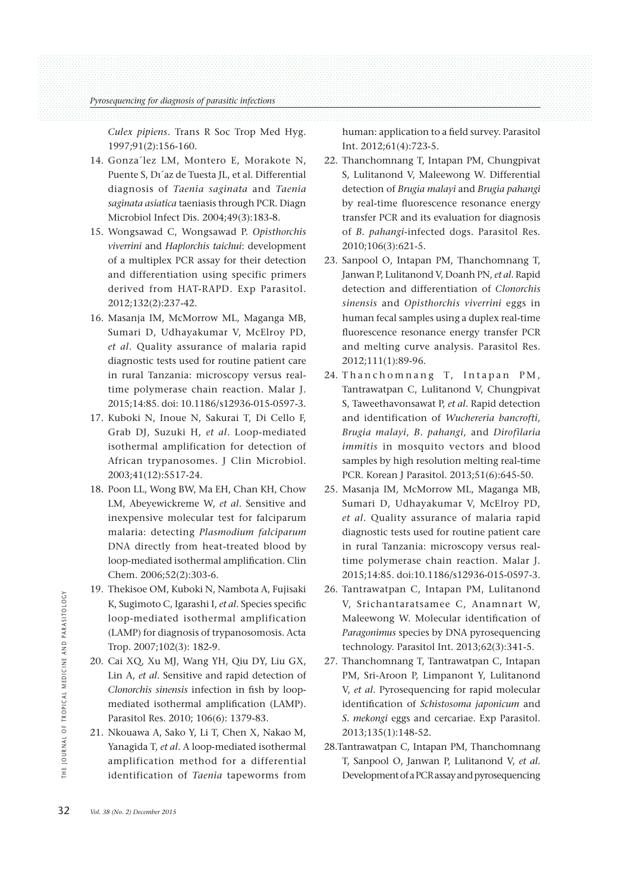*Culex pipiens*. Trans R Soc Trop Med Hyg. 1997;91(2):156-160.

14. Gonza´lez LM, Montero E, Morakote N, Puente S, Dı´az de Tuesta JL, et al. Differential diagnosis of *Taenia saginata* and *Taenia saginata asiatica* taeniasis through PCR. Diagn Microbiol Infect Dis. 2004;49(3):183-8.
15. Wongsawad C, Wongsawad P. *Opisthorchis viverrini* and *Haplorchis taichui*: development of a multiplex PCR assay for their detection and differentiation using specific primers derived from HAT-RAPD. Exp Parasitol. 2012;132(2):237-42.
16. Masanja IM, McMorrow ML, Maganga MB, Sumari D, Udhayakumar V, McElroy PD, *et al*. Quality assurance of malaria rapid diagnostic tests used for routine patient care in rural Tanzania: microscopy versus real-time polymerase chain reaction. Malar J. 2015;14:85. doi: 10.1186/s12936-015-0597-3.
17. Kuboki N, Inoue N, Sakurai T, Di Cello F, Grab DJ, Suzuki H, *et al*. Loop-mediated isothermal amplification for detection of African trypanosomes. J Clin Microbiol. 2003;41(12):5517-24.
18. Poon LL, Wong BW, Ma EH, Chan KH, Chow LM, Abeyewickreme W, *et al*. Sensitive and inexpensive molecular test for falciparum malaria: detecting *Plasmodium falciparum* DNA directly from heat-treated blood by loop-mediated isothermal amplification. Clin Chem. 2006;52(2):303-6.
19. Thekisoe OM, Kuboki N, Nambota A, Fujisaki K, Sugimoto C, Igarashi I, *et al*. Species specific loop-mediated isothermal amplification (LAMP) for diagnosis of trypanosomosis. Acta Trop. 2007;102(3): 182-9.
20. Cai XQ, Xu MJ, Wang YH, Qiu DY, Liu GX, Lin A, *et al*. Sensitive and rapid detection of *Clonorchis sinensis* infection in fish by loop-mediated isothermal amplification (LAMP). Parasitol Res. 2010; 106(6): 1379-83.
21. Nkouawa A, Sako Y, Li T, Chen X, Nakao M, Yanagida T, *et al*. A loop-mediated isothermal amplification method for a differential identification of *Taenia* tapeworms from human: application to a field survey. Parasitol Int. 2012;61(4):723-5.
22. Thanchomnang T, Intapan PM, Chungpivat S, Lulitanond V, Maleewong W. Differential detection of *Brugia malayi* and *Brugia pahangi* by real-time fluorescence resonance energy transfer PCR and its evaluation for diagnosis of *B. pahangi*-infected dogs. Parasitol Res. 2010;106(3):621-5.
23. Sanpool O, Intapan PM, Thanchomnang T, Janwan P, Lulitanond V, Doanh PN, *et al*. Rapid detection and differentiation of *Clonorchis sinensis* and *Opisthorchis viverrini* eggs in human fecal samples using a duplex real-time fluorescence resonance energy transfer PCR and melting curve analysis. Parasitol Res. 2012;111(1):89-96.
24. Thanchomnang T, Intapan PM, Tantrawatpan C, Lulitanond V, Chungpivat S, Taweethavonsawat P, *et al*. Rapid detection and identification of *Wuchereria bancrofti*, *Brugia malayi*, *B. pahangi*, and *Dirofilaria immitis* in mosquito vectors and blood samples by high resolution melting real-time PCR. Korean J Parasitol. 2013;51(6):645-50.
25. Masanja IM, McMorrow ML, Maganga MB, Sumari D, Udhayakumar V, McElroy PD, *et al*. Quality assurance of malaria rapid diagnostic tests used for routine patient care in rural Tanzania: microscopy versus real-time polymerase chain reaction. Malar J. 2015;14:85. doi:10.1186/s12936-015-0597-3.
26. Tantrawatpan C, Intapan PM, Lulitanond V, Srichantaratsamee C, Anamnart W, Maleewong W. Molecular identification of *Paragonimus* species by DNA pyrosequencing technology. Parasitol Int. 2013;62(3):341-5.
27. Thanchomnang T, Tantrawatpan C, Intapan PM, Sri-Aroon P, Limpanont Y, Lulitanond V, *et al*. Pyrosequencing for rapid molecular identification of *Schistosoma japonicum* and *S. mekongi* eggs and cercariae. Exp Parasitol. 2013;135(1):148-52.
28. Tantrawatpan C, Intapan PM, Thanchomnang T, Sanpool O, Janwan P, Lulitanond V, *et al*. Development of a PCR assay and pyrosequencing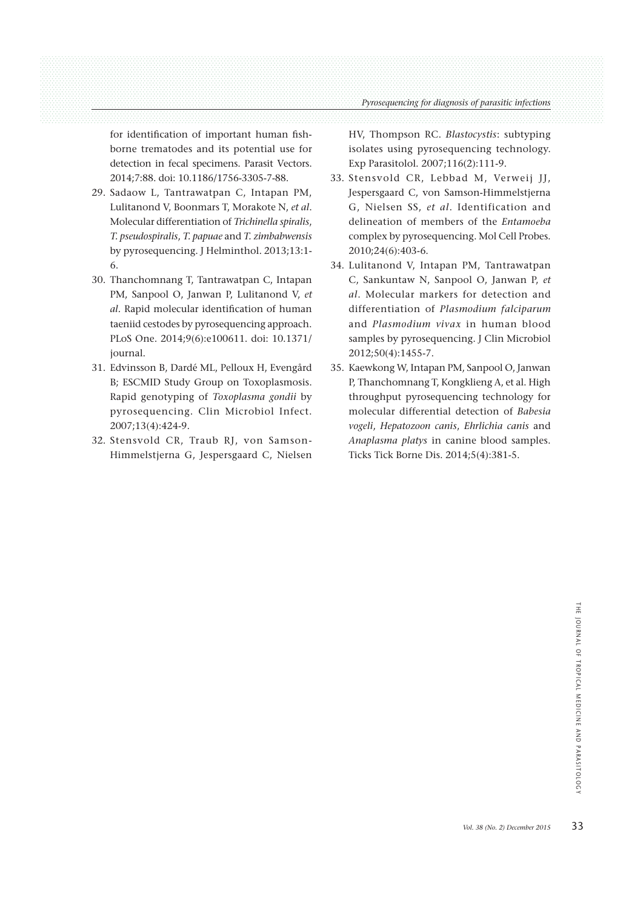for identification of important human fish-borne trematodes and its potential use for detection in fecal specimens. Parasit Vectors. 2014;7:88. doi: 10.1186/1756-3305-7-88.

29. Sadaow L, Tantrawatpan C, Intapan PM, Lulitanond V, Boonmars T, Morakote N, *et al*. Molecular differentiation of *Trichinella spiralis*, *T. pseudospiralis*, *T. papuae* and *T. zimbabwensis* by pyrosequencing. J Helminthol. 2013;13:1-6.
30. Thanchomnang T, Tantrawatpan C, Intapan PM, Sanpool O, Janwan P, Lulitanond V, *et al*. Rapid molecular identification of human taeniid cestodes by pyrosequencing approach. PLoS One. 2014;9(6):e100611. doi: 10.1371/journal.
31. Edvinsson B, Dardé ML, Pelloux H, Evengård B; ESCMID Study Group on Toxoplasmosis. Rapid genotyping of *Toxoplasma gondii* by pyrosequencing. Clin Microbiol Infect. 2007;13(4):424-9.
32. Stensvold CR, Traub RJ, von Samson-Himmelstjerna G, Jespersgaard C, Nielsen HV, Thompson RC. *Blastocystis*: subtyping isolates using pyrosequencing technology. Exp Parasitolol. 2007;116(2):111-9.
33. Stensvold CR, Lebbad M, Verweij JJ, Jespersgaard C, von Samson-Himmelstjerna G, Nielsen SS, *et al*. Identification and delineation of members of the *Entamoeba* complex by pyrosequencing. Mol Cell Probes. 2010;24(6):403-6.
34. Lulitanond V, Intapan PM, Tantrawatpan C, Sankuntaw N, Sanpool O, Janwan P, *et al*. Molecular markers for detection and differentiation of *Plasmodium falciparum* and *Plasmodium vivax* in human blood samples by pyrosequencing. J Clin Microbiol 2012;50(4):1455-7.
35. Kaewkong W, Intapan PM, Sanpool O, Janwan P, Thanchomnang T, Kongklieng A, et al. High throughput pyrosequencing technology for molecular differential detection of *Babesia vogeli*, *Hepatozoon canis*, *Ehrlichia canis* and *Anaplasma platys* in canine blood samples. Ticks Tick Borne Dis. 2014;5(4):381-5.